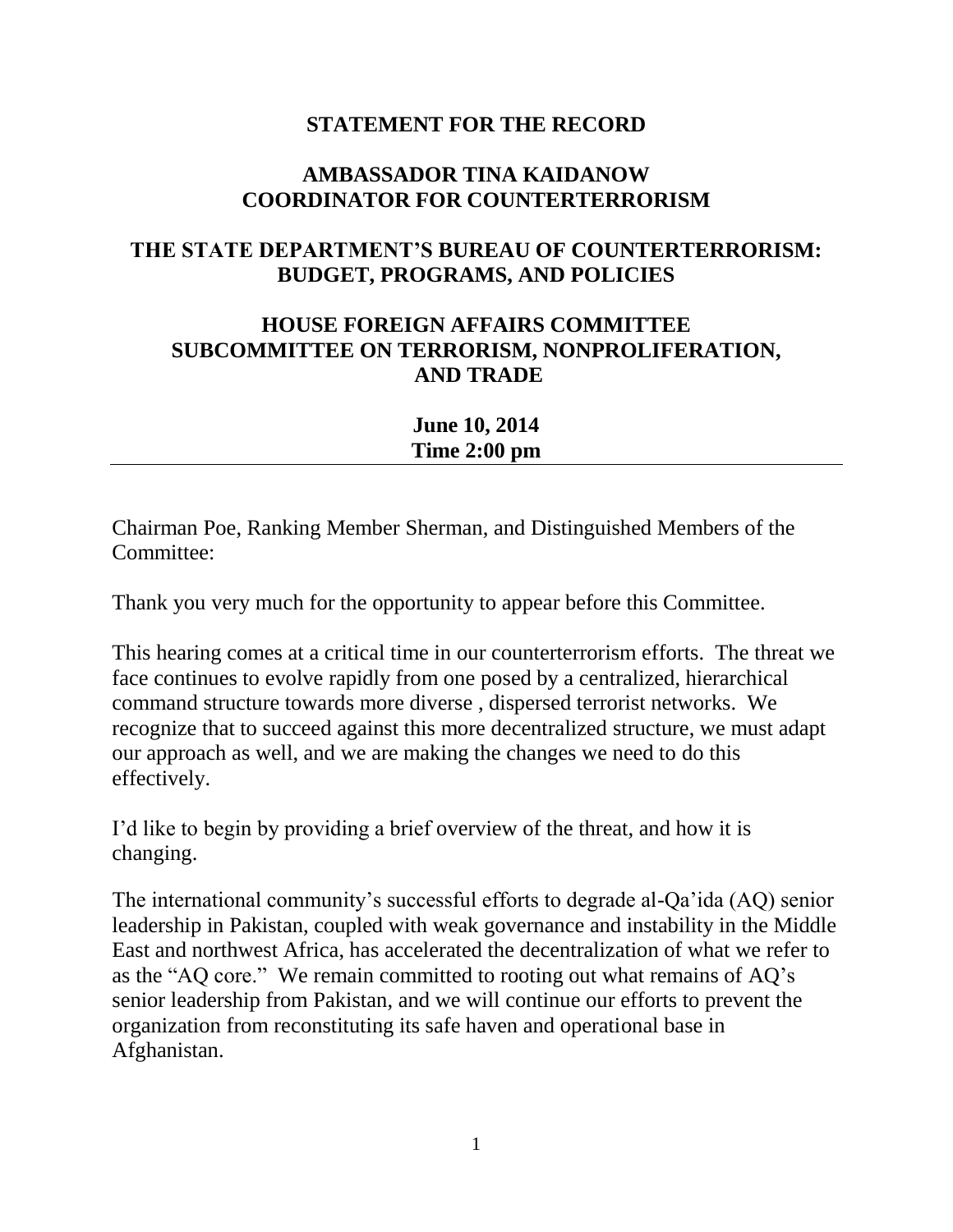**STATEMENT FOR THE RECORD**

**AMBASSADOR TINA KAIDANOW**
**COORDINATOR FOR COUNTERTERRORISM**

**THE STATE DEPARTMENT'S BUREAU OF COUNTERTERRORISM: BUDGET, PROGRAMS, AND POLICIES**

**HOUSE FOREIGN AFFAIRS COMMITTEE**
**SUBCOMMITTEE ON TERRORISM, NONPROLIFERATION, AND TRADE**

**June 10, 2014**
**Time 2:00 pm**

---

Chairman Poe, Ranking Member Sherman, and Distinguished Members of the Committee:

Thank you very much for the opportunity to appear before this Committee.

This hearing comes at a critical time in our counterterrorism efforts. The threat we face continues to evolve rapidly from one posed by a centralized, hierarchical command structure towards more diverse , dispersed terrorist networks. We recognize that to succeed against this more decentralized structure, we must adapt our approach as well, and we are making the changes we need to do this effectively.

I'd like to begin by providing a brief overview of the threat, and how it is changing.

The international community's successful efforts to degrade al-Qa'ida (AQ) senior leadership in Pakistan, coupled with weak governance and instability in the Middle East and northwest Africa, has accelerated the decentralization of what we refer to as the "AQ core." We remain committed to rooting out what remains of AQ's senior leadership from Pakistan, and we will continue our efforts to prevent the organization from reconstituting its safe haven and operational base in Afghanistan.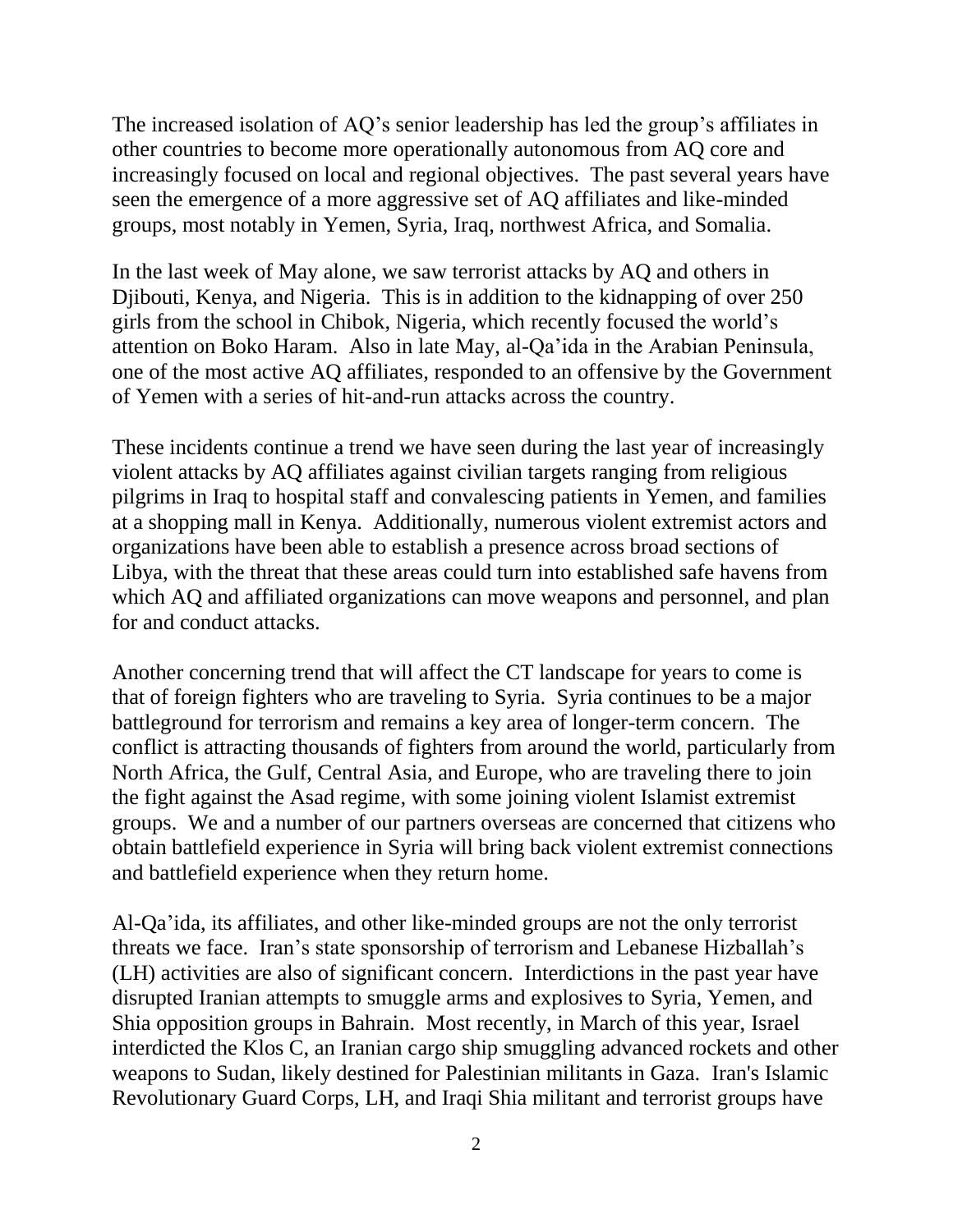The increased isolation of AQ's senior leadership has led the group's affiliates in other countries to become more operationally autonomous from AQ core and increasingly focused on local and regional objectives. The past several years have seen the emergence of a more aggressive set of AQ affiliates and like-minded groups, most notably in Yemen, Syria, Iraq, northwest Africa, and Somalia.

In the last week of May alone, we saw terrorist attacks by AQ and others in Djibouti, Kenya, and Nigeria. This is in addition to the kidnapping of over 250 girls from the school in Chibok, Nigeria, which recently focused the world's attention on Boko Haram. Also in late May, al-Qa'ida in the Arabian Peninsula, one of the most active AQ affiliates, responded to an offensive by the Government of Yemen with a series of hit-and-run attacks across the country.

These incidents continue a trend we have seen during the last year of increasingly violent attacks by AQ affiliates against civilian targets ranging from religious pilgrims in Iraq to hospital staff and convalescing patients in Yemen, and families at a shopping mall in Kenya. Additionally, numerous violent extremist actors and organizations have been able to establish a presence across broad sections of Libya, with the threat that these areas could turn into established safe havens from which AQ and affiliated organizations can move weapons and personnel, and plan for and conduct attacks.

Another concerning trend that will affect the CT landscape for years to come is that of foreign fighters who are traveling to Syria. Syria continues to be a major battleground for terrorism and remains a key area of longer-term concern. The conflict is attracting thousands of fighters from around the world, particularly from North Africa, the Gulf, Central Asia, and Europe, who are traveling there to join the fight against the Asad regime, with some joining violent Islamist extremist groups. We and a number of our partners overseas are concerned that citizens who obtain battlefield experience in Syria will bring back violent extremist connections and battlefield experience when they return home.

Al-Qa'ida, its affiliates, and other like-minded groups are not the only terrorist threats we face. Iran's state sponsorship of terrorism and Lebanese Hizballah's (LH) activities are also of significant concern. Interdictions in the past year have disrupted Iranian attempts to smuggle arms and explosives to Syria, Yemen, and Shia opposition groups in Bahrain. Most recently, in March of this year, Israel interdicted the Klos C, an Iranian cargo ship smuggling advanced rockets and other weapons to Sudan, likely destined for Palestinian militants in Gaza. Iran's Islamic Revolutionary Guard Corps, LH, and Iraqi Shia militant and terrorist groups have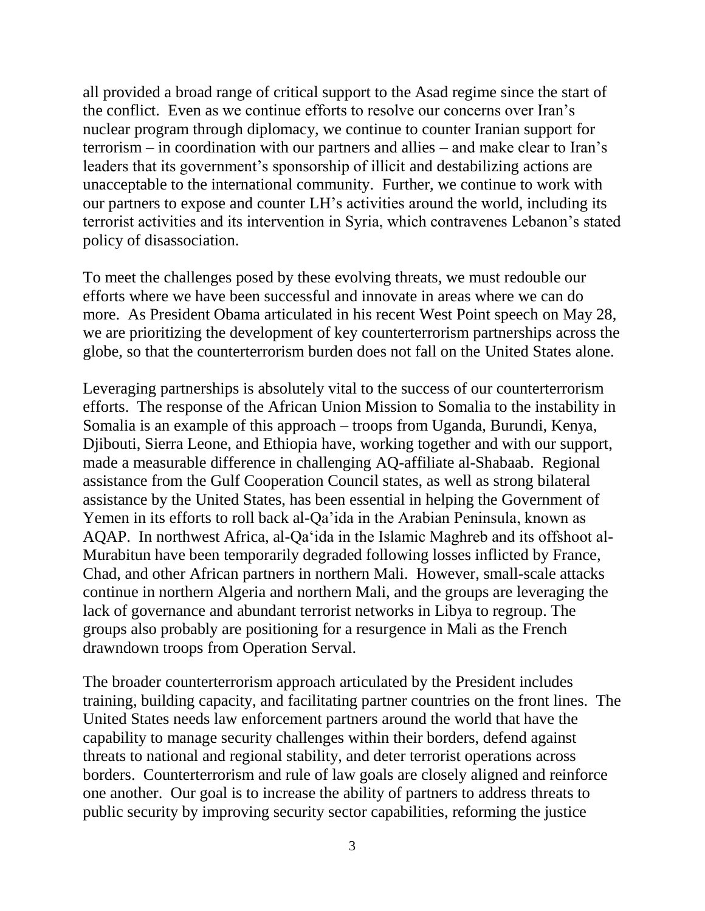all provided a broad range of critical support to the Asad regime since the start of the conflict. Even as we continue efforts to resolve our concerns over Iran's nuclear program through diplomacy, we continue to counter Iranian support for terrorism – in coordination with our partners and allies – and make clear to Iran's leaders that its government's sponsorship of illicit and destabilizing actions are unacceptable to the international community. Further, we continue to work with our partners to expose and counter LH's activities around the world, including its terrorist activities and its intervention in Syria, which contravenes Lebanon's stated policy of disassociation.

To meet the challenges posed by these evolving threats, we must redouble our efforts where we have been successful and innovate in areas where we can do more. As President Obama articulated in his recent West Point speech on May 28, we are prioritizing the development of key counterterrorism partnerships across the globe, so that the counterterrorism burden does not fall on the United States alone.

Leveraging partnerships is absolutely vital to the success of our counterterrorism efforts. The response of the African Union Mission to Somalia to the instability in Somalia is an example of this approach – troops from Uganda, Burundi, Kenya, Djibouti, Sierra Leone, and Ethiopia have, working together and with our support, made a measurable difference in challenging AQ-affiliate al-Shabaab. Regional assistance from the Gulf Cooperation Council states, as well as strong bilateral assistance by the United States, has been essential in helping the Government of Yemen in its efforts to roll back al-Qa'ida in the Arabian Peninsula, known as AQAP. In northwest Africa, al-Qa'ida in the Islamic Maghreb and its offshoot al-Murabitun have been temporarily degraded following losses inflicted by France, Chad, and other African partners in northern Mali. However, small-scale attacks continue in northern Algeria and northern Mali, and the groups are leveraging the lack of governance and abundant terrorist networks in Libya to regroup. The groups also probably are positioning for a resurgence in Mali as the French drawndown troops from Operation Serval.

The broader counterterrorism approach articulated by the President includes training, building capacity, and facilitating partner countries on the front lines. The United States needs law enforcement partners around the world that have the capability to manage security challenges within their borders, defend against threats to national and regional stability, and deter terrorist operations across borders. Counterterrorism and rule of law goals are closely aligned and reinforce one another. Our goal is to increase the ability of partners to address threats to public security by improving security sector capabilities, reforming the justice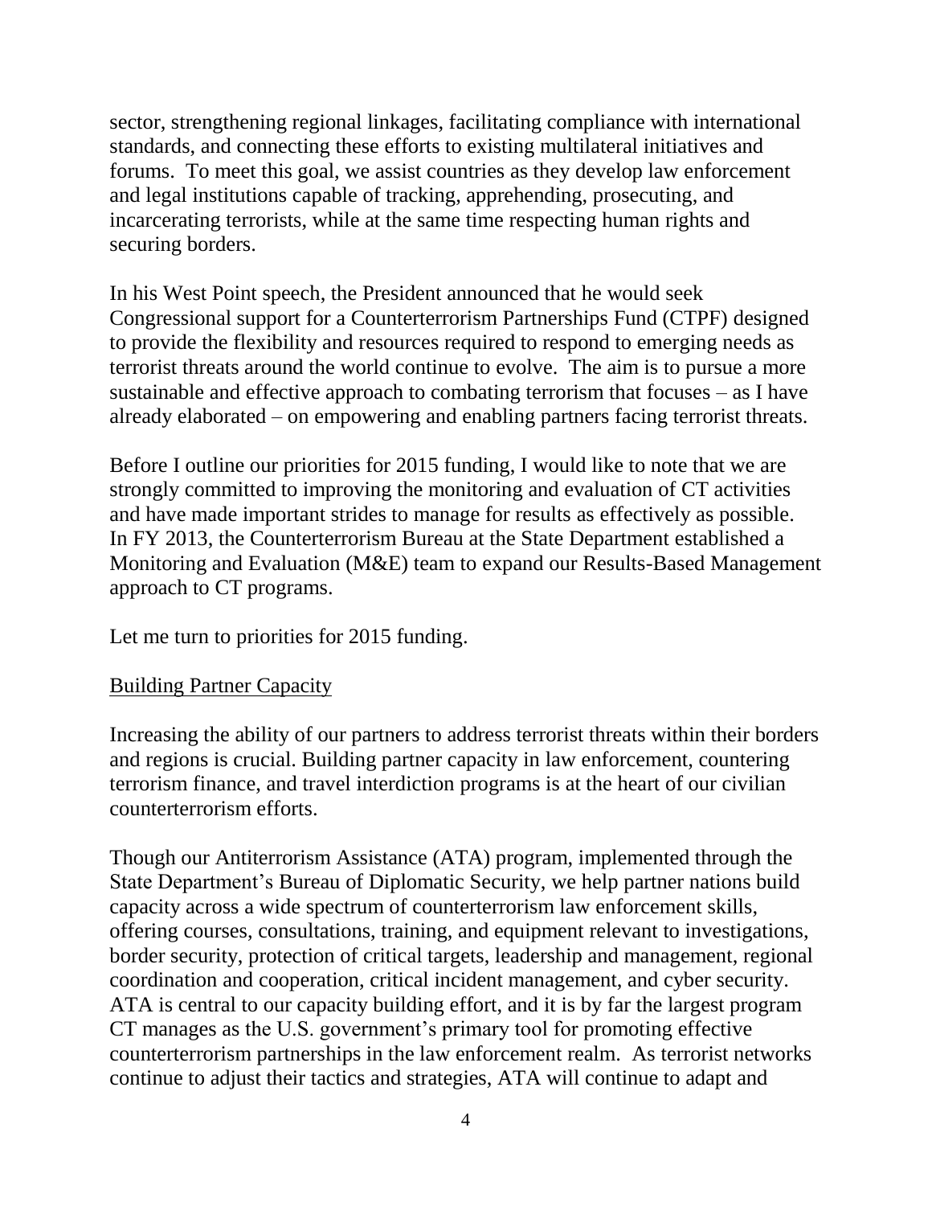sector, strengthening regional linkages, facilitating compliance with international standards, and connecting these efforts to existing multilateral initiatives and forums. To meet this goal, we assist countries as they develop law enforcement and legal institutions capable of tracking, apprehending, prosecuting, and incarcerating terrorists, while at the same time respecting human rights and securing borders.

In his West Point speech, the President announced that he would seek Congressional support for a Counterterrorism Partnerships Fund (CTPF) designed to provide the flexibility and resources required to respond to emerging needs as terrorist threats around the world continue to evolve. The aim is to pursue a more sustainable and effective approach to combating terrorism that focuses – as I have already elaborated – on empowering and enabling partners facing terrorist threats.

Before I outline our priorities for 2015 funding, I would like to note that we are strongly committed to improving the monitoring and evaluation of CT activities and have made important strides to manage for results as effectively as possible. In FY 2013, the Counterterrorism Bureau at the State Department established a Monitoring and Evaluation (M&E) team to expand our Results-Based Management approach to CT programs.

Let me turn to priorities for 2015 funding.

Building Partner Capacity

Increasing the ability of our partners to address terrorist threats within their borders and regions is crucial. Building partner capacity in law enforcement, countering terrorism finance, and travel interdiction programs is at the heart of our civilian counterterrorism efforts.

Though our Antiterrorism Assistance (ATA) program, implemented through the State Department's Bureau of Diplomatic Security, we help partner nations build capacity across a wide spectrum of counterterrorism law enforcement skills, offering courses, consultations, training, and equipment relevant to investigations, border security, protection of critical targets, leadership and management, regional coordination and cooperation, critical incident management, and cyber security. ATA is central to our capacity building effort, and it is by far the largest program CT manages as the U.S. government's primary tool for promoting effective counterterrorism partnerships in the law enforcement realm. As terrorist networks continue to adjust their tactics and strategies, ATA will continue to adapt and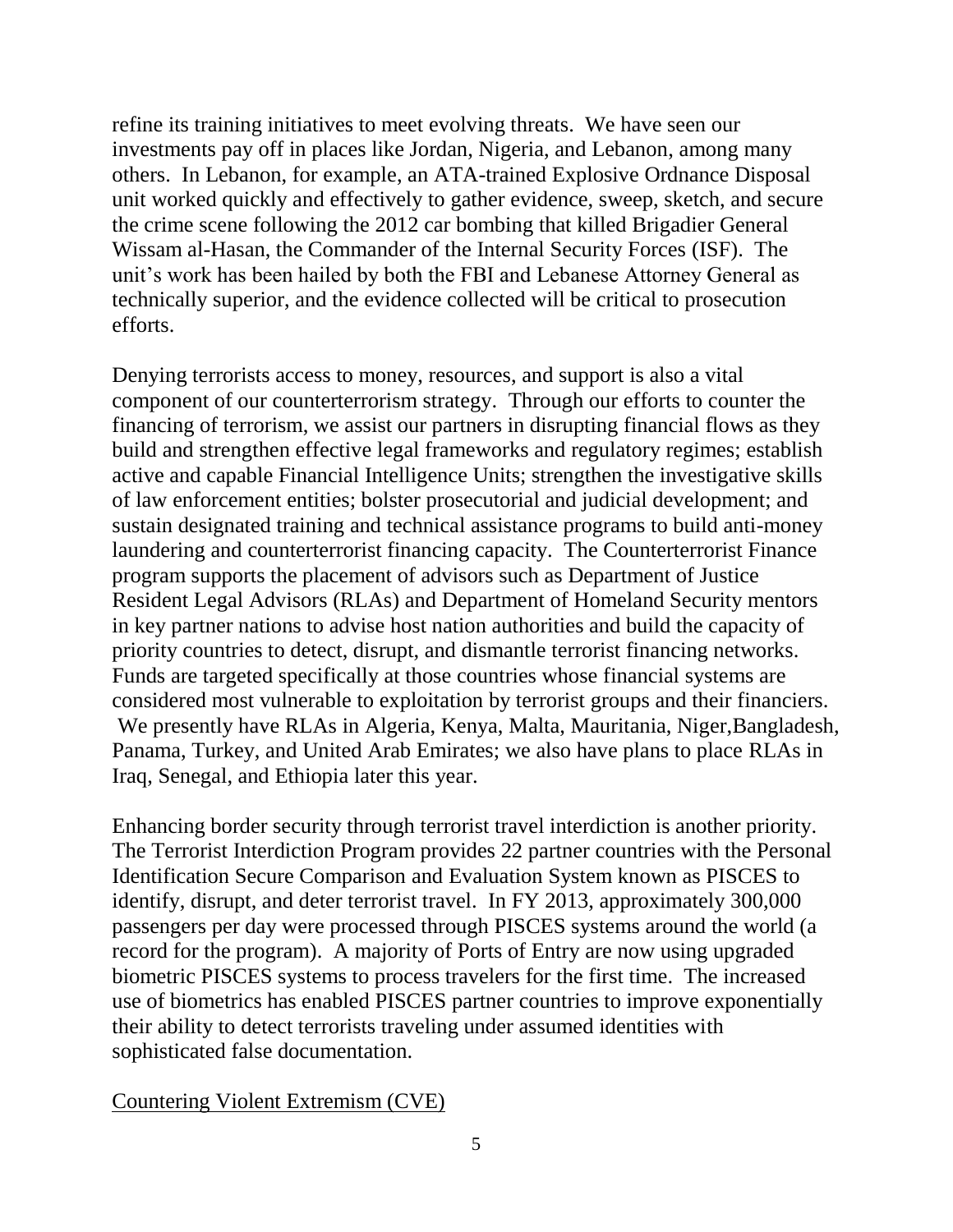refine its training initiatives to meet evolving threats. We have seen our investments pay off in places like Jordan, Nigeria, and Lebanon, among many others. In Lebanon, for example, an ATA-trained Explosive Ordnance Disposal unit worked quickly and effectively to gather evidence, sweep, sketch, and secure the crime scene following the 2012 car bombing that killed Brigadier General Wissam al-Hasan, the Commander of the Internal Security Forces (ISF). The unit's work has been hailed by both the FBI and Lebanese Attorney General as technically superior, and the evidence collected will be critical to prosecution efforts.

Denying terrorists access to money, resources, and support is also a vital component of our counterterrorism strategy. Through our efforts to counter the financing of terrorism, we assist our partners in disrupting financial flows as they build and strengthen effective legal frameworks and regulatory regimes; establish active and capable Financial Intelligence Units; strengthen the investigative skills of law enforcement entities; bolster prosecutorial and judicial development; and sustain designated training and technical assistance programs to build anti-money laundering and counterterrorist financing capacity. The Counterterrorist Finance program supports the placement of advisors such as Department of Justice Resident Legal Advisors (RLAs) and Department of Homeland Security mentors in key partner nations to advise host nation authorities and build the capacity of priority countries to detect, disrupt, and dismantle terrorist financing networks. Funds are targeted specifically at those countries whose financial systems are considered most vulnerable to exploitation by terrorist groups and their financiers. We presently have RLAs in Algeria, Kenya, Malta, Mauritania, Niger,Bangladesh, Panama, Turkey, and United Arab Emirates; we also have plans to place RLAs in Iraq, Senegal, and Ethiopia later this year.

Enhancing border security through terrorist travel interdiction is another priority. The Terrorist Interdiction Program provides 22 partner countries with the Personal Identification Secure Comparison and Evaluation System known as PISCES to identify, disrupt, and deter terrorist travel. In FY 2013, approximately 300,000 passengers per day were processed through PISCES systems around the world (a record for the program). A majority of Ports of Entry are now using upgraded biometric PISCES systems to process travelers for the first time. The increased use of biometrics has enabled PISCES partner countries to improve exponentially their ability to detect terrorists traveling under assumed identities with sophisticated false documentation.

## Countering Violent Extremism (CVE)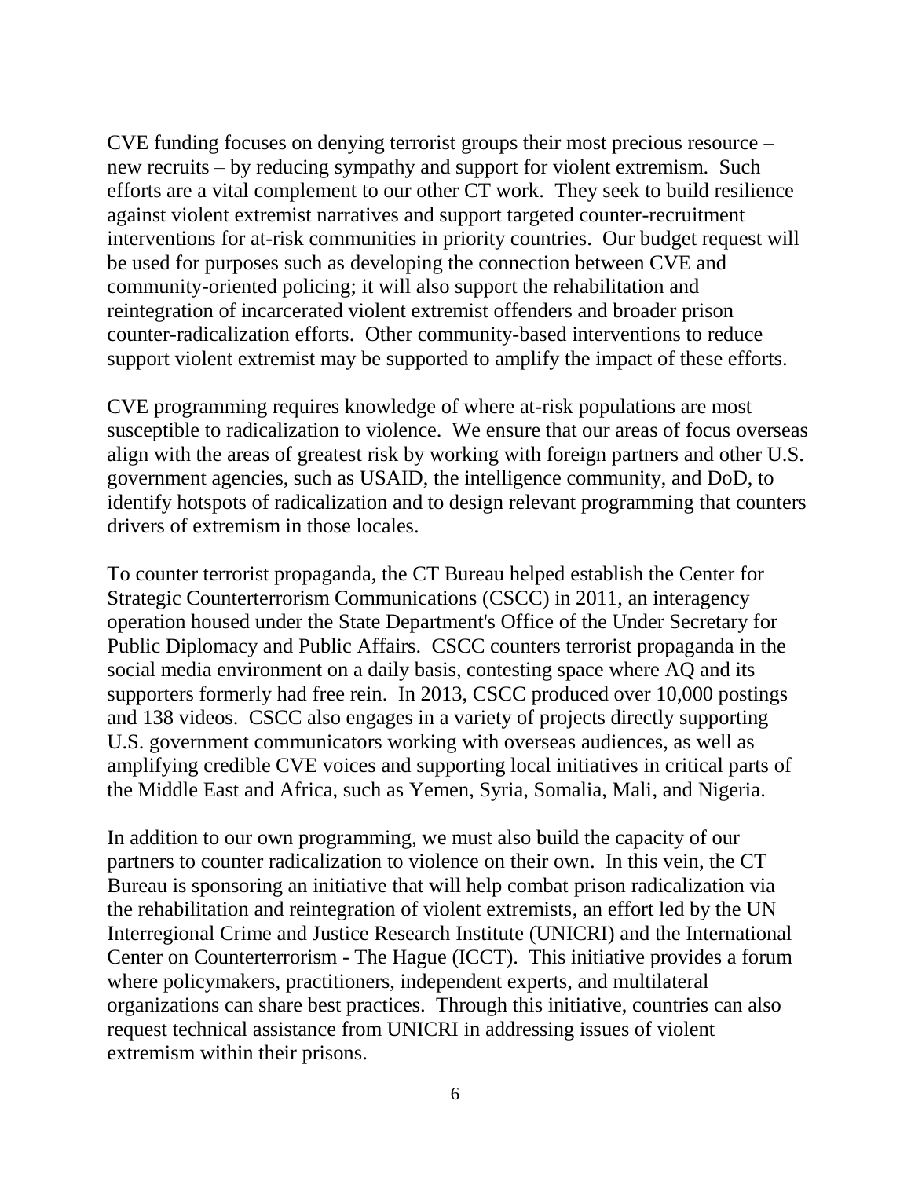CVE funding focuses on denying terrorist groups their most precious resource – new recruits – by reducing sympathy and support for violent extremism. Such efforts are a vital complement to our other CT work. They seek to build resilience against violent extremist narratives and support targeted counter-recruitment interventions for at-risk communities in priority countries. Our budget request will be used for purposes such as developing the connection between CVE and community-oriented policing; it will also support the rehabilitation and reintegration of incarcerated violent extremist offenders and broader prison counter-radicalization efforts. Other community-based interventions to reduce support violent extremist may be supported to amplify the impact of these efforts.

CVE programming requires knowledge of where at-risk populations are most susceptible to radicalization to violence. We ensure that our areas of focus overseas align with the areas of greatest risk by working with foreign partners and other U.S. government agencies, such as USAID, the intelligence community, and DoD, to identify hotspots of radicalization and to design relevant programming that counters drivers of extremism in those locales.

To counter terrorist propaganda, the CT Bureau helped establish the Center for Strategic Counterterrorism Communications (CSCC) in 2011, an interagency operation housed under the State Department's Office of the Under Secretary for Public Diplomacy and Public Affairs. CSCC counters terrorist propaganda in the social media environment on a daily basis, contesting space where AQ and its supporters formerly had free rein. In 2013, CSCC produced over 10,000 postings and 138 videos. CSCC also engages in a variety of projects directly supporting U.S. government communicators working with overseas audiences, as well as amplifying credible CVE voices and supporting local initiatives in critical parts of the Middle East and Africa, such as Yemen, Syria, Somalia, Mali, and Nigeria.

In addition to our own programming, we must also build the capacity of our partners to counter radicalization to violence on their own. In this vein, the CT Bureau is sponsoring an initiative that will help combat prison radicalization via the rehabilitation and reintegration of violent extremists, an effort led by the UN Interregional Crime and Justice Research Institute (UNICRI) and the International Center on Counterterrorism - The Hague (ICCT). This initiative provides a forum where policymakers, practitioners, independent experts, and multilateral organizations can share best practices. Through this initiative, countries can also request technical assistance from UNICRI in addressing issues of violent extremism within their prisons.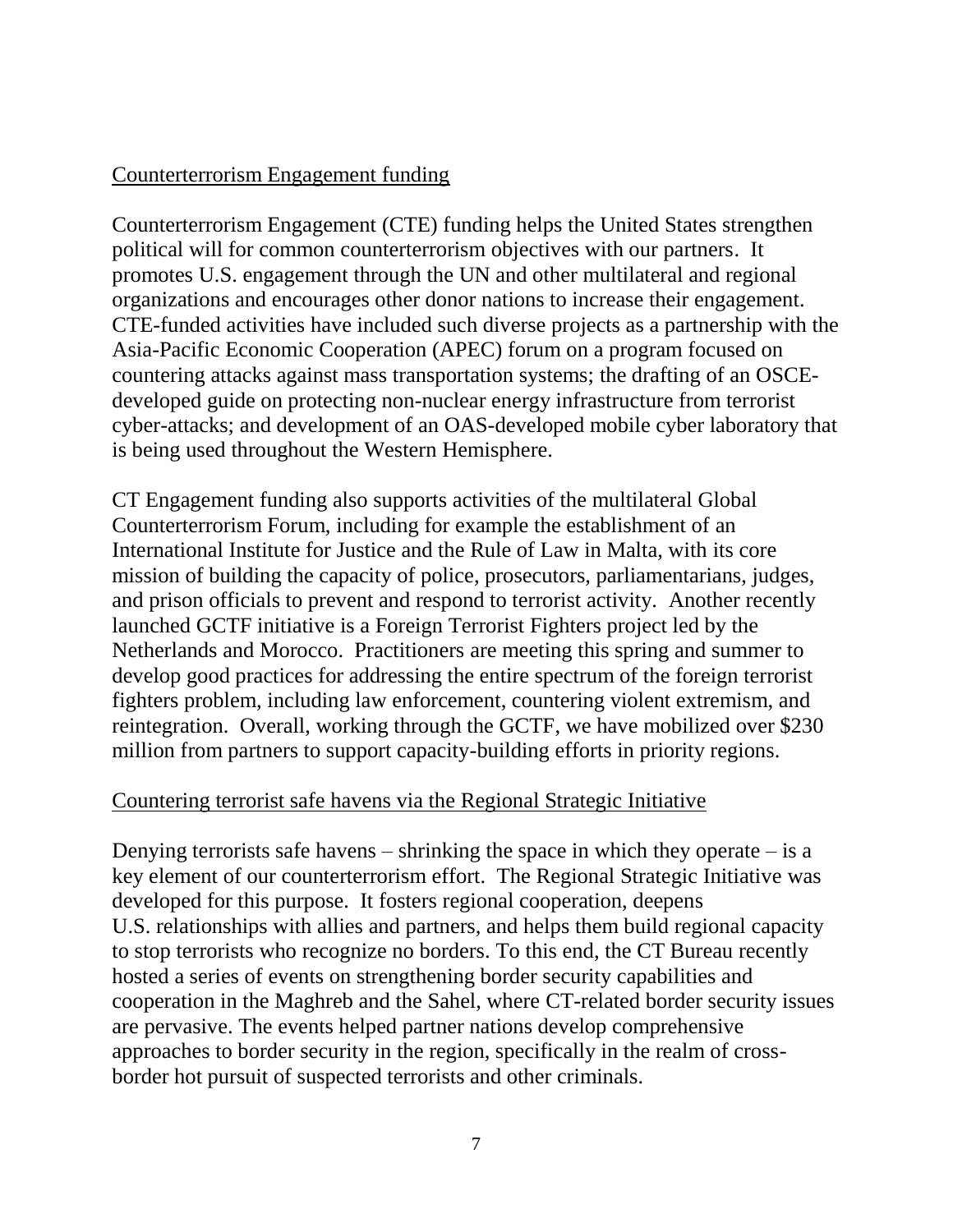## Counterterrorism Engagement funding

Counterterrorism Engagement (CTE) funding helps the United States strengthen political will for common counterterrorism objectives with our partners. It promotes U.S. engagement through the UN and other multilateral and regional organizations and encourages other donor nations to increase their engagement. CTE-funded activities have included such diverse projects as a partnership with the Asia-Pacific Economic Cooperation (APEC) forum on a program focused on countering attacks against mass transportation systems; the drafting of an OSCE-developed guide on protecting non-nuclear energy infrastructure from terrorist cyber-attacks; and development of an OAS-developed mobile cyber laboratory that is being used throughout the Western Hemisphere.

CT Engagement funding also supports activities of the multilateral Global Counterterrorism Forum, including for example the establishment of an International Institute for Justice and the Rule of Law in Malta, with its core mission of building the capacity of police, prosecutors, parliamentarians, judges, and prison officials to prevent and respond to terrorist activity. Another recently launched GCTF initiative is a Foreign Terrorist Fighters project led by the Netherlands and Morocco. Practitioners are meeting this spring and summer to develop good practices for addressing the entire spectrum of the foreign terrorist fighters problem, including law enforcement, countering violent extremism, and reintegration. Overall, working through the GCTF, we have mobilized over $230 million from partners to support capacity-building efforts in priority regions.

## Countering terrorist safe havens via the Regional Strategic Initiative

Denying terrorists safe havens – shrinking the space in which they operate – is a key element of our counterterrorism effort. The Regional Strategic Initiative was developed for this purpose. It fosters regional cooperation, deepens U.S. relationships with allies and partners, and helps them build regional capacity to stop terrorists who recognize no borders. To this end, the CT Bureau recently hosted a series of events on strengthening border security capabilities and cooperation in the Maghreb and the Sahel, where CT-related border security issues are pervasive. The events helped partner nations develop comprehensive approaches to border security in the region, specifically in the realm of cross-border hot pursuit of suspected terrorists and other criminals.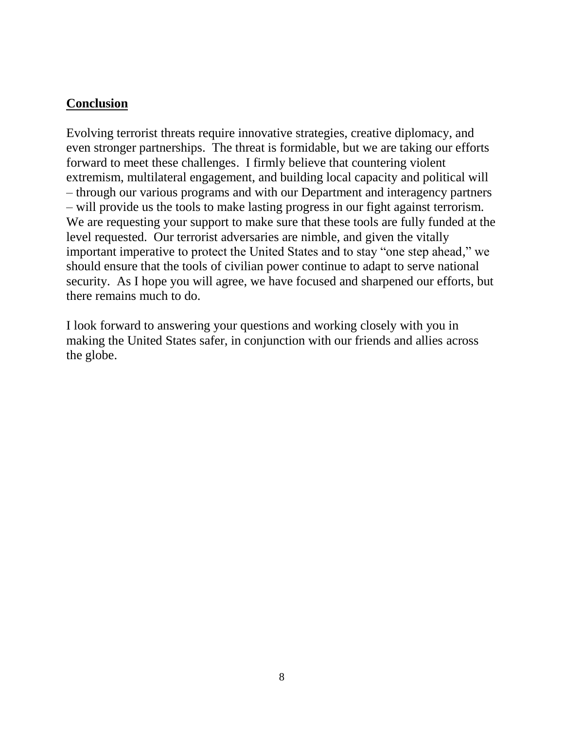## Conclusion

Evolving terrorist threats require innovative strategies, creative diplomacy, and even stronger partnerships. The threat is formidable, but we are taking our efforts forward to meet these challenges. I firmly believe that countering violent extremism, multilateral engagement, and building local capacity and political will – through our various programs and with our Department and interagency partners – will provide us the tools to make lasting progress in our fight against terrorism. We are requesting your support to make sure that these tools are fully funded at the level requested. Our terrorist adversaries are nimble, and given the vitally important imperative to protect the United States and to stay "one step ahead," we should ensure that the tools of civilian power continue to adapt to serve national security. As I hope you will agree, we have focused and sharpened our efforts, but there remains much to do.

I look forward to answering your questions and working closely with you in making the United States safer, in conjunction with our friends and allies across the globe.